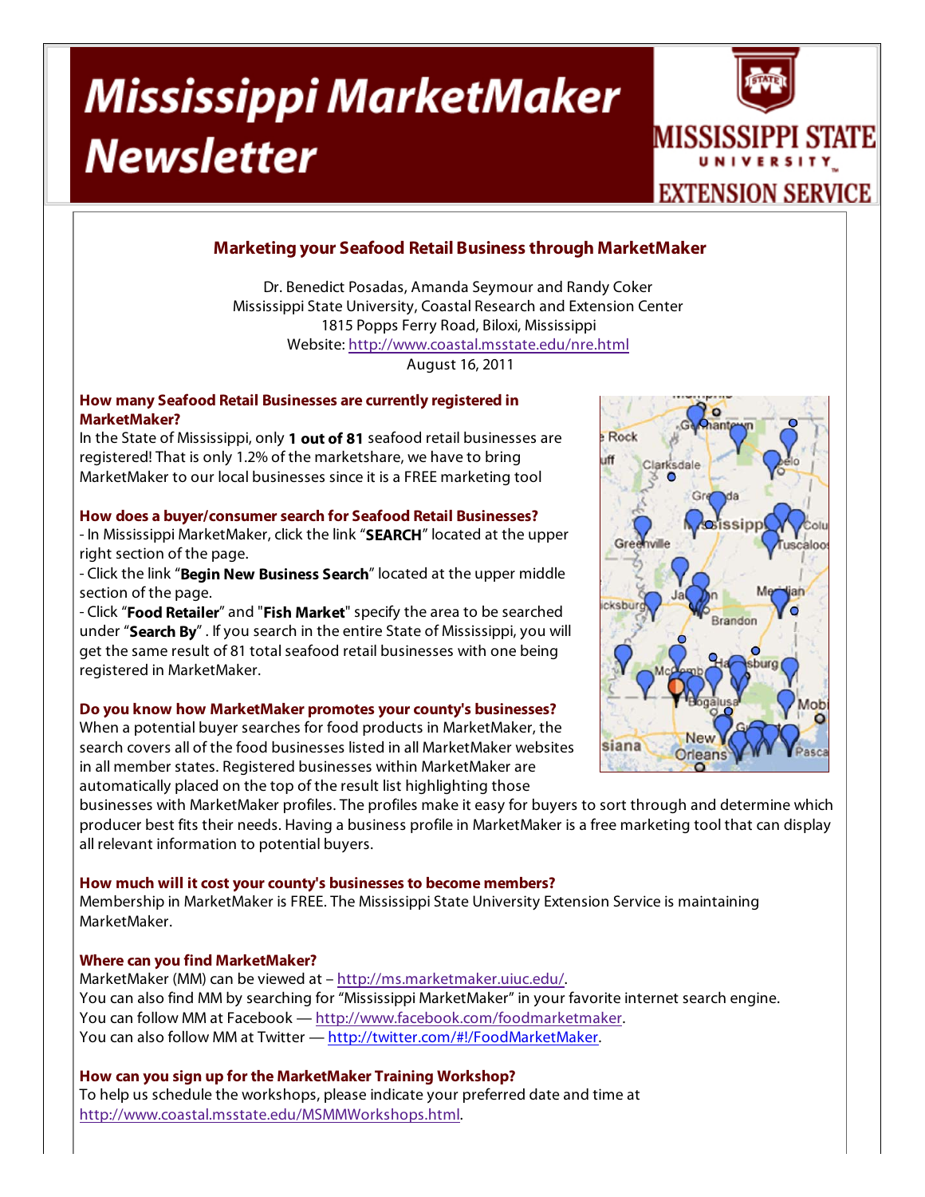# Mississippi MarketMaker Newsletter

MISSISSIPPI STATE UNIVERSITY EXTENSION SERVICE

## Marketing your Seafood Retail Business through MarketMaker

Dr. Benedict Posadas, Amanda Seymour and Randy Coker
Mississippi State University, Coastal Research and Extension Center
1815 Popps Ferry Road, Biloxi, Mississippi
Website: http://www.coastal.msstate.edu/nre.html
August 16, 2011

### How many Seafood Retail Businesses are currently registered in MarketMaker?

In the State of Mississippi, only **1 out of 81** seafood retail businesses are registered! That is only 1.2% of the marketshare, we have to bring MarketMaker to our local businesses since it is a FREE marketing tool

### How does a buyer/consumer search for Seafood Retail Businesses?

- In Mississippi MarketMaker, click the link "**SEARCH**" located at the upper right section of the page.
- Click the link "**Begin New Business Search**" located at the upper middle section of the page.
- Click "**Food Retailer**" and "**Fish Market**" specify the area to be searched under "**Search By**" . If you search in the entire State of Mississippi, you will get the same result of 81 total seafood retail businesses with one being registered in MarketMaker.

### Do you know how MarketMaker promotes your county's businesses?

When a potential buyer searches for food products in MarketMaker, the search covers all of the food businesses listed in all MarketMaker websites in all member states. Registered businesses within MarketMaker are automatically placed on the top of the result list highlighting those businesses with MarketMaker profiles. The profiles make it easy for buyers to sort through and determine which producer best fits their needs. Having a business profile in MarketMaker is a free marketing tool that can display all relevant information to potential buyers.

### How much will it cost your county's businesses to become members?

Membership in MarketMaker is FREE. The Mississippi State University Extension Service is maintaining MarketMaker.

### Where can you find MarketMaker?

MarketMaker (MM) can be viewed at – http://ms.marketmaker.uiuc.edu/.
You can also find MM by searching for "Mississippi MarketMaker" in your favorite internet search engine.
You can follow MM at Facebook — http://www.facebook.com/foodmarketmaker.
You can also follow MM at Twitter — http://twitter.com/#!/FoodMarketMaker.

### How can you sign up for the MarketMaker Training Workshop?

To help us schedule the workshops, please indicate your preferred date and time at http://www.coastal.msstate.edu/MSMMWorkshops.html.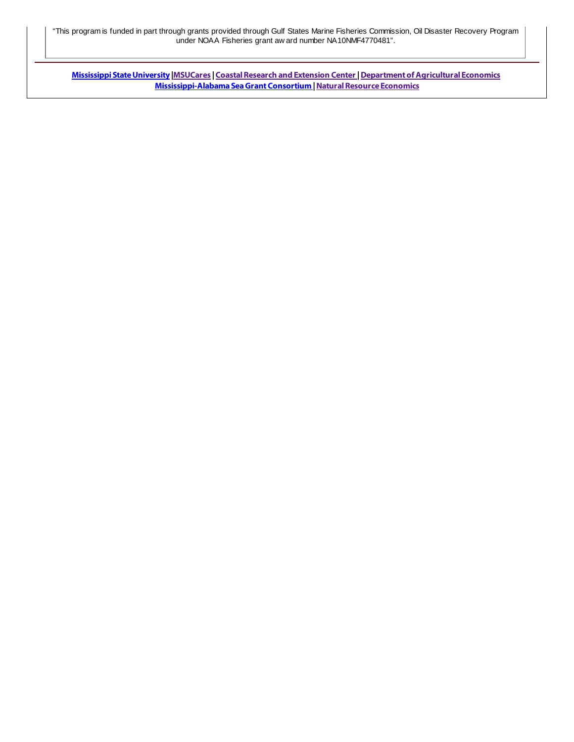"This program is funded in part through grants provided through Gulf States Marine Fisheries Commission, Oil Disaster Recovery Program under NOAA Fisheries grant award number NA10NMF4770481".

**Mississippi State University | MSUCares | Coastal Research and Extension Center | Department of Agricultural Economics**
**Mississippi-Alabama Sea Grant Consortium | Natural Resource Economics**